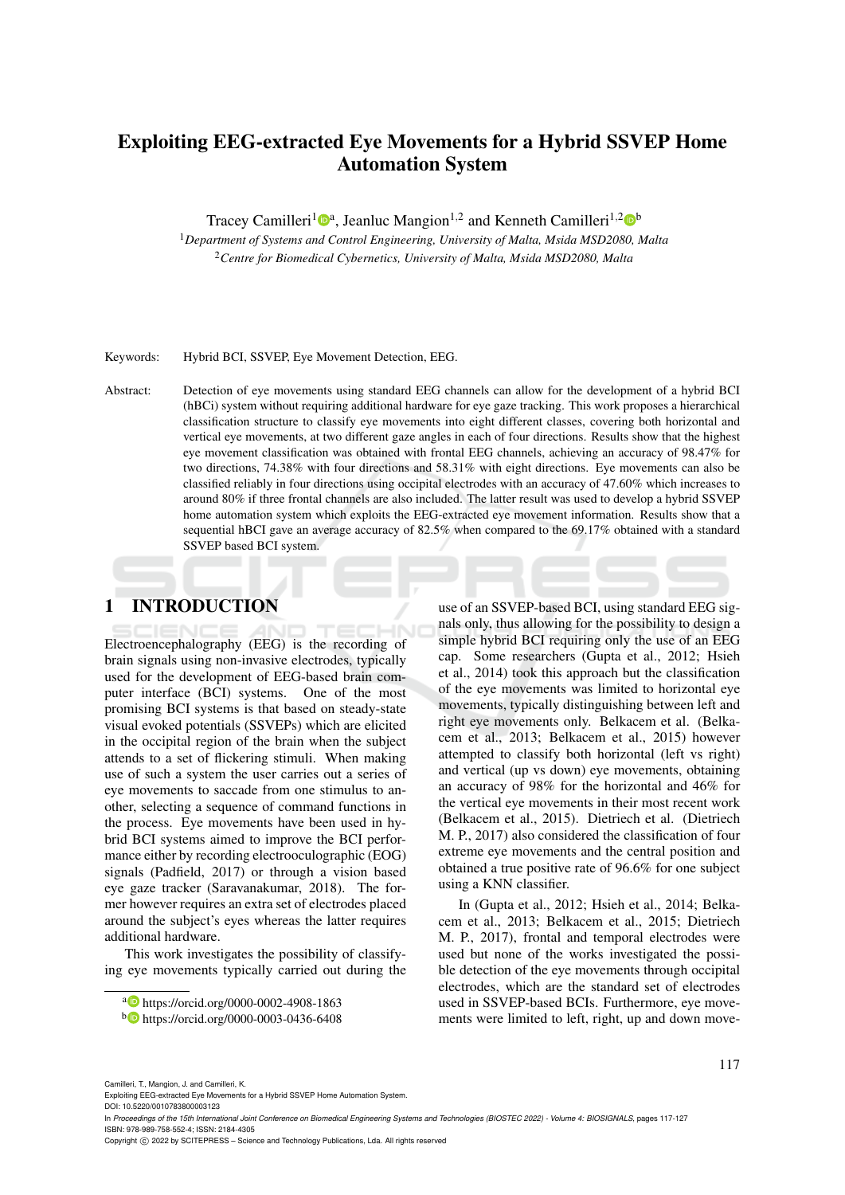# Exploiting EEG-extracted Eye Movements for a Hybrid SSVEP Home Automation System

Tracey Camilleri[1][a], Jeanluc Mangion[1,2] and Kenneth Camilleri[1,2][b]

[1]*Department of Systems and Control Engineering, University of Malta, Msida MSD2080, Malta*
[2]*Centre for Biomedical Cybernetics, University of Malta, Msida MSD2080, Malta*

Keywords: Hybrid BCI, SSVEP, Eye Movement Detection, EEG.

Abstract: Detection of eye movements using standard EEG channels can allow for the development of a hybrid BCI (hBCi) system without requiring additional hardware for eye gaze tracking. This work proposes a hierarchical classification structure to classify eye movements into eight different classes, covering both horizontal and vertical eye movements, at two different gaze angles in each of four directions. Results show that the highest eye movement classification was obtained with frontal EEG channels, achieving an accuracy of 98.47% for two directions, 74.38% with four directions and 58.31% with eight directions. Eye movements can also be classified reliably in four directions using occipital electrodes with an accuracy of 47.60% which increases to around 80% if three frontal channels are also included. The latter result was used to develop a hybrid SSVEP home automation system which exploits the EEG-extracted eye movement information. Results show that a sequential hBCI gave an average accuracy of 82.5% when compared to the 69.17% obtained with a standard SSVEP based BCI system.

## 1 INTRODUCTION

Electroencephalography (EEG) is the recording of brain signals using non-invasive electrodes, typically used for the development of EEG-based brain computer interface (BCI) systems. One of the most promising BCI systems is that based on steady-state visual evoked potentials (SSVEPs) which are elicited in the occipital region of the brain when the subject attends to a set of flickering stimuli. When making use of such a system the user carries out a series of eye movements to saccade from one stimulus to another, selecting a sequence of command functions in the process. Eye movements have been used in hybrid BCI systems aimed to improve the BCI performance either by recording electrooculographic (EOG) signals (Padfield, 2017) or through a vision based eye gaze tracker (Saravanakumar, 2018). The former however requires an extra set of electrodes placed around the subject's eyes whereas the latter requires additional hardware.

This work investigates the possibility of classifying eye movements typically carried out during the use of an SSVEP-based BCI, using standard EEG signals only, thus allowing for the possibility to design a simple hybrid BCI requiring only the use of an EEG cap. Some researchers (Gupta et al., 2012; Hsieh et al., 2014) took this approach but the classification of the eye movements was limited to horizontal eye movements, typically distinguishing between left and right eye movements only. Belkacem et al. (Belkacem et al., 2013; Belkacem et al., 2015) however attempted to classify both horizontal (left vs right) and vertical (up vs down) eye movements, obtaining an accuracy of 98% for the horizontal and 46% for the vertical eye movements in their most recent work (Belkacem et al., 2015). Dietriech et al. (Dietriech M. P., 2017) also considered the classification of four extreme eye movements and the central position and obtained a true positive rate of 96.6% for one subject using a KNN classifier.

In (Gupta et al., 2012; Hsieh et al., 2014; Belkacem et al., 2013; Belkacem et al., 2015; Dietriech M. P., 2017), frontal and temporal electrodes were used but none of the works investigated the possible detection of the eye movements through occipital electrodes, which are the standard set of electrodes used in SSVEP-based BCIs. Furthermore, eye movements were limited to left, right, up and down move-

[a] https://orcid.org/0000-0002-4908-1863
[b] https://orcid.org/0000-0003-0436-6408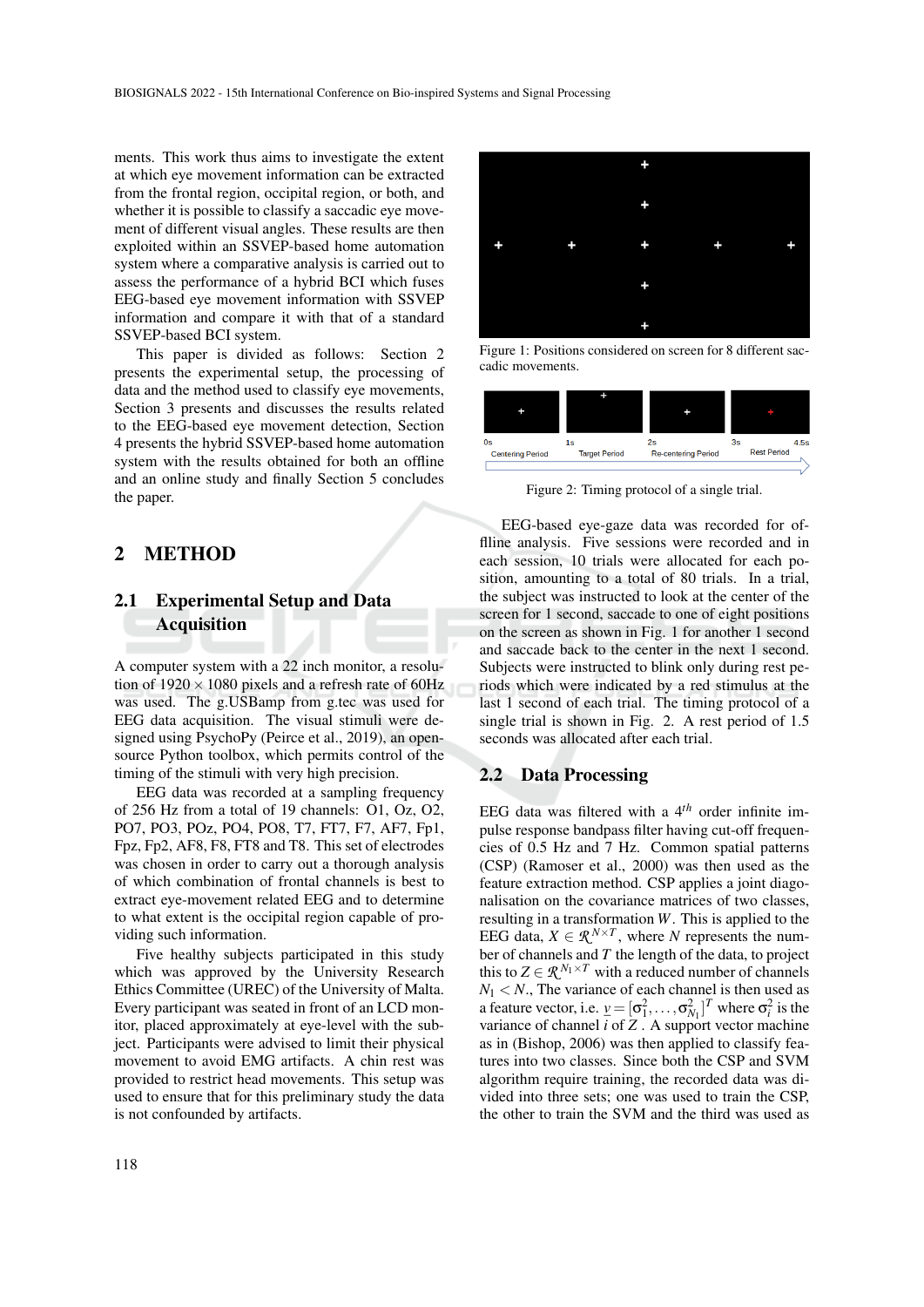ments. This work thus aims to investigate the extent at which eye movement information can be extracted from the frontal region, occipital region, or both, and whether it is possible to classify a saccadic eye movement of different visual angles. These results are then exploited within an SSVEP-based home automation system where a comparative analysis is carried out to assess the performance of a hybrid BCI which fuses EEG-based eye movement information with SSVEP information and compare it with that of a standard SSVEP-based BCI system.

This paper is divided as follows: Section 2 presents the experimental setup, the processing of data and the method used to classify eye movements, Section 3 presents and discusses the results related to the EEG-based eye movement detection, Section 4 presents the hybrid SSVEP-based home automation system with the results obtained for both an offline and an online study and finally Section 5 concludes the paper.

## 2 METHOD

### 2.1 Experimental Setup and Data Acquisition

A computer system with a 22 inch monitor, a resolution of $1920 \times 1080$ pixels and a refresh rate of 60Hz was used. The g.USBamp from g.tec was used for EEG data acquisition. The visual stimuli were designed using PsychoPy (Peirce et al., 2019), an open-source Python toolbox, which permits control of the timing of the stimuli with very high precision.

EEG data was recorded at a sampling frequency of 256 Hz from a total of 19 channels: O1, Oz, O2, PO7, PO3, POz, PO4, PO8, T7, FT7, F7, AF7, Fp1, Fpz, Fp2, AF8, F8, FT8 and T8. This set of electrodes was chosen in order to carry out a thorough analysis of which combination of frontal channels is best to extract eye-movement related EEG and to determine to what extent is the occipital region capable of providing such information.

Five healthy subjects participated in this study which was approved by the University Research Ethics Committee (UREC) of the University of Malta. Every participant was seated in front of an LCD monitor, placed approximately at eye-level with the subject. Participants were advised to limit their physical movement to avoid EMG artifacts. A chin rest was provided to restrict head movements. This setup was used to ensure that for this preliminary study the data is not confounded by artifacts.

Figure 1: Positions considered on screen for 8 different saccadic movements.

Figure 2: Timing protocol of a single trial.

EEG-based eye-gaze data was recorded for offline analysis. Five sessions were recorded and in each session, 10 trials were allocated for each position, amounting to a total of 80 trials. In a trial, the subject was instructed to look at the center of the screen for 1 second, saccade to one of eight positions on the screen as shown in Fig. 1 for another 1 second and saccade back to the center in the next 1 second. Subjects were instructed to blink only during rest periods which were indicated by a red stimulus at the last 1 second of each trial. The timing protocol of a single trial is shown in Fig. 2. A rest period of 1.5 seconds was allocated after each trial.

### 2.2 Data Processing

EEG data was filtered with a $4^{th}$ order infinite impulse response bandpass filter having cut-off frequencies of 0.5 Hz and 7 Hz. Common spatial patterns (CSP) (Ramoser et al., 2000) was then used as the feature extraction method. CSP applies a joint diagonalisation on the covariance matrices of two classes, resulting in a transformation $W$. This is applied to the EEG data, $X \in \mathcal{R}^{N \times T}$, where $N$ represents the number of channels and $T$ the length of the data, to project this to $Z \in \mathcal{R}^{N_1 \times T}$ with a reduced number of channels $N_1 < N$., The variance of each channel is then used as a feature vector, i.e. $\underline{v} = [\sigma_1^2, \ldots, \sigma_{N_1}^2]^T$ where $\sigma_i^2$ is the variance of channel $i$ of $Z$ . A support vector machine as in (Bishop, 2006) was then applied to classify features into two classes. Since both the CSP and SVM algorithm require training, the recorded data was divided into three sets; one was used to train the CSP, the other to train the SVM and the third was used as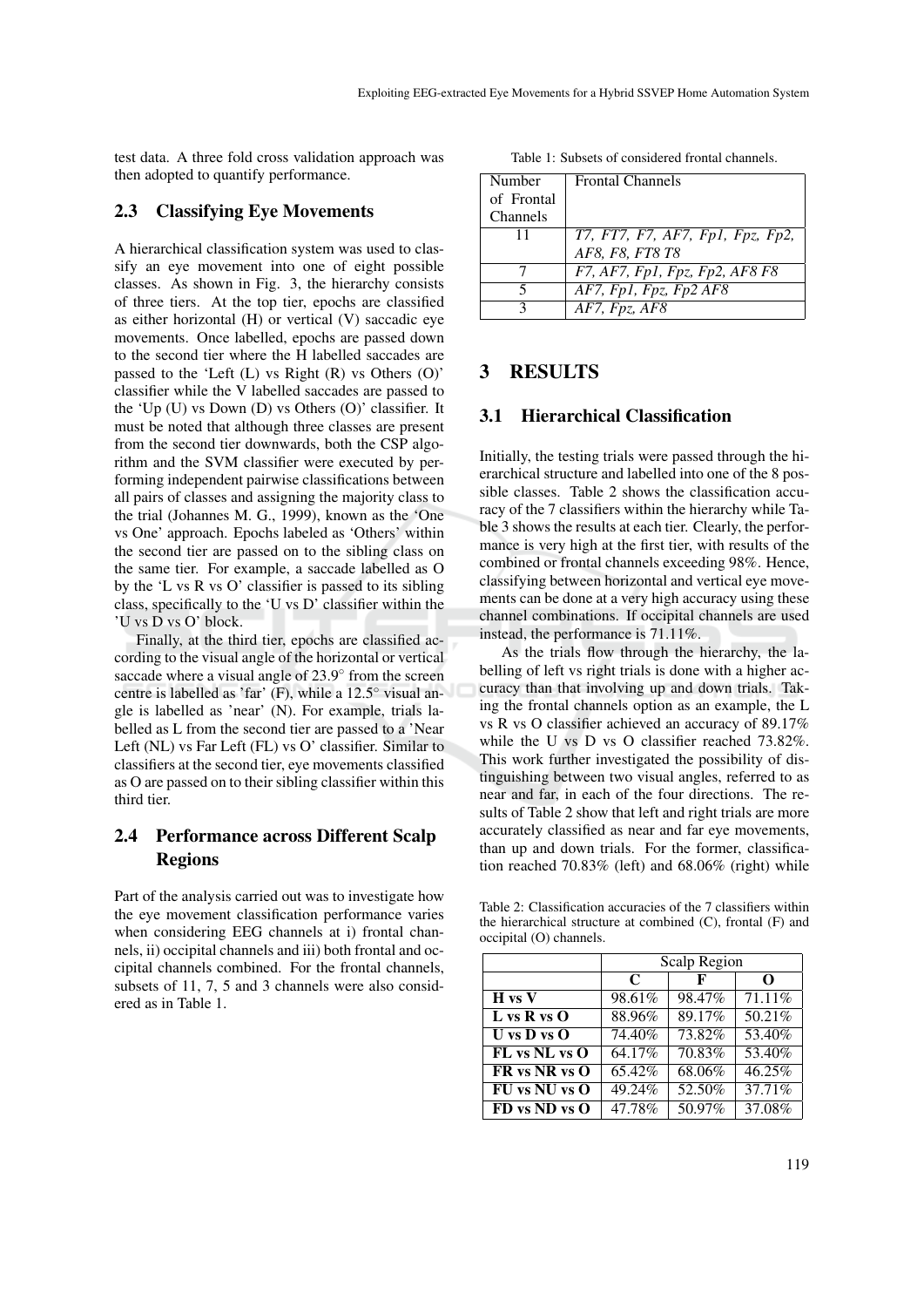test data. A three fold cross validation approach was then adopted to quantify performance.

### 2.3 Classifying Eye Movements

A hierarchical classification system was used to classify an eye movement into one of eight possible classes. As shown in Fig. 3, the hierarchy consists of three tiers. At the top tier, epochs are classified as either horizontal (H) or vertical (V) saccadic eye movements. Once labelled, epochs are passed down to the second tier where the H labelled saccades are passed to the 'Left (L) vs Right (R) vs Others (O)' classifier while the V labelled saccades are passed to the 'Up (U) vs Down (D) vs Others (O)' classifier. It must be noted that although three classes are present from the second tier downwards, both the CSP algorithm and the SVM classifier were executed by performing independent pairwise classifications between all pairs of classes and assigning the majority class to the trial (Johannes M. G., 1999), known as the 'One vs One' approach. Epochs labeled as 'Others' within the second tier are passed on to the sibling class on the same tier. For example, a saccade labelled as O by the 'L vs R vs O' classifier is passed to its sibling class, specifically to the 'U vs D' classifier within the 'U vs D vs O' block.

Finally, at the third tier, epochs are classified according to the visual angle of the horizontal or vertical saccade where a visual angle of 23.9° from the screen centre is labelled as 'far' (F), while a 12.5° visual angle is labelled as 'near' (N). For example, trials labelled as L from the second tier are passed to a 'Near Left (NL) vs Far Left (FL) vs O' classifier. Similar to classifiers at the second tier, eye movements classified as O are passed on to their sibling classifier within this third tier.

### 2.4 Performance across Different Scalp Regions

Part of the analysis carried out was to investigate how the eye movement classification performance varies when considering EEG channels at i) frontal channels, ii) occipital channels and iii) both frontal and occipital channels combined. For the frontal channels, subsets of 11, 7, 5 and 3 channels were also considered as in Table 1.

Table 1: Subsets of considered frontal channels.

| Number of Frontal Channels | Frontal Channels |
|---|---|
| 11 | *T7, FT7, F7, AF7, Fp1, Fpz, Fp2, AF8, F8, FT8 T8* |
| 7 | *F7, AF7, Fp1, Fpz, Fp2, AF8 F8* |
| 5 | *AF7, Fp1, Fpz, Fp2 AF8* |
| 3 | *AF7, Fpz, AF8* |

## 3 RESULTS

### 3.1 Hierarchical Classification

Initially, the testing trials were passed through the hierarchical structure and labelled into one of the 8 possible classes. Table 2 shows the classification accuracy of the 7 classifiers within the hierarchy while Table 3 shows the results at each tier. Clearly, the performance is very high at the first tier, with results of the combined or frontal channels exceeding 98%. Hence, classifying between horizontal and vertical eye movements can be done at a very high accuracy using these channel combinations. If occipital channels are used instead, the performance is 71.11%.

As the trials flow through the hierarchy, the labelling of left vs right trials is done with a higher accuracy than that involving up and down trials. Taking the frontal channels option as an example, the L vs R vs O classifier achieved an accuracy of 89.17% while the U vs D vs O classifier reached 73.82%. This work further investigated the possibility of distinguishing between two visual angles, referred to as near and far, in each of the four directions. The results of Table 2 show that left and right trials are more accurately classified as near and far eye movements, than up and down trials. For the former, classification reached 70.83% (left) and 68.06% (right) while

Table 2: Classification accuracies of the 7 classifiers within the hierarchical structure at combined (C), frontal (F) and occipital (O) channels.

| | Scalp Region | | |
|---|---|---|---|
| | **C** | **F** | **O** |
| **H vs V** | 98.61% | 98.47% | 71.11% |
| **L vs R vs O** | 88.96% | 89.17% | 50.21% |
| **U vs D vs O** | 74.40% | 73.82% | 53.40% |
| **FL vs NL vs O** | 64.17% | 70.83% | 53.40% |
| **FR vs NR vs O** | 65.42% | 68.06% | 46.25% |
| **FU vs NU vs O** | 49.24% | 52.50% | 37.71% |
| **FD vs ND vs O** | 47.78% | 50.97% | 37.08% |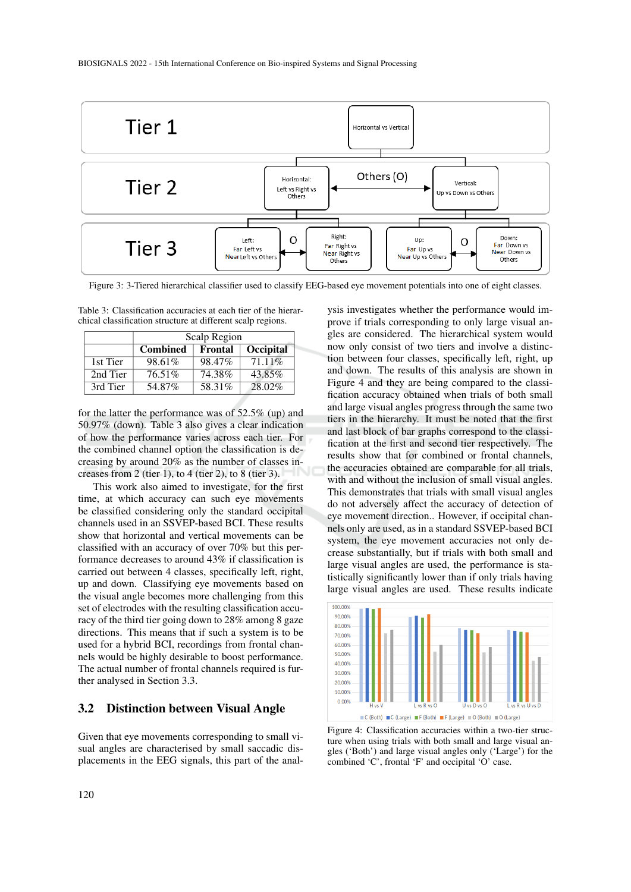Figure 3: 3-Tiered hierarchical classifier used to classify EEG-based eye movement potentials into one of eight classes.

Table 3: Classification accuracies at each tier of the hierarchical classification structure at different scalp regions.

| | Scalp Region | | |
|---|---|---|---|
| | **Combined** | **Frontal** | **Occipital** |
| 1st Tier | 98.61% | 98.47% | 71.11% |
| 2nd Tier | 76.51% | 74.38% | 43.85% |
| 3rd Tier | 54.87% | 58.31% | 28.02% |

for the latter the performance was of 52.5% (up) and 50.97% (down). Table 3 also gives a clear indication of how the performance varies across each tier. For the combined channel option the classification is decreasing by around 20% as the number of classes increases from 2 (tier 1), to 4 (tier 2), to 8 (tier 3).

This work also aimed to investigate, for the first time, at which accuracy can such eye movements be classified considering only the standard occipital channels used in an SSVEP-based BCI. These results show that horizontal and vertical movements can be classified with an accuracy of over 70% but this performance decreases to around 43% if classification is carried out between 4 classes, specifically left, right, up and down. Classifying eye movements based on the visual angle becomes more challenging from this set of electrodes with the resulting classification accuracy of the third tier going down to 28% among 8 gaze directions. This means that if such a system is to be used for a hybrid BCI, recordings from frontal channels would be highly desirable to boost performance. The actual number of frontal channels required is further analysed in Section 3.3.

## 3.2 Distinction between Visual Angle

Given that eye movements corresponding to small visual angles are characterised by small saccadic displacements in the EEG signals, this part of the analysis investigates whether the performance would improve if trials corresponding to only large visual angles are considered. The hierarchical system would now only consist of two tiers and involve a distinction between four classes, specifically left, right, up and down. The results of this analysis are shown in Figure 4 and they are being compared to the classification accuracy obtained when trials of both small and large visual angles progress through the same two tiers in the hierarchy. It must be noted that the first and last block of bar graphs correspond to the classification at the first and second tier respectively. The results show that for combined or frontal channels, the accuracies obtained are comparable for all trials, with and without the inclusion of small visual angles. This demonstrates that trials with small visual angles do not adversely affect the accuracy of detection of eye movement direction.. However, if occipital channels only are used, as in a standard SSVEP-based BCI system, the eye movement accuracies not only decrease substantially, but if trials with both small and large visual angles are used, the performance is statistically significantly lower than if only trials having large visual angles are used. These results indicate

Figure 4: Classification accuracies within a two-tier structure when using trials with both small and large visual angles ('Both') and large visual angles only ('Large') for the combined 'C', frontal 'F' and occipital 'O' case.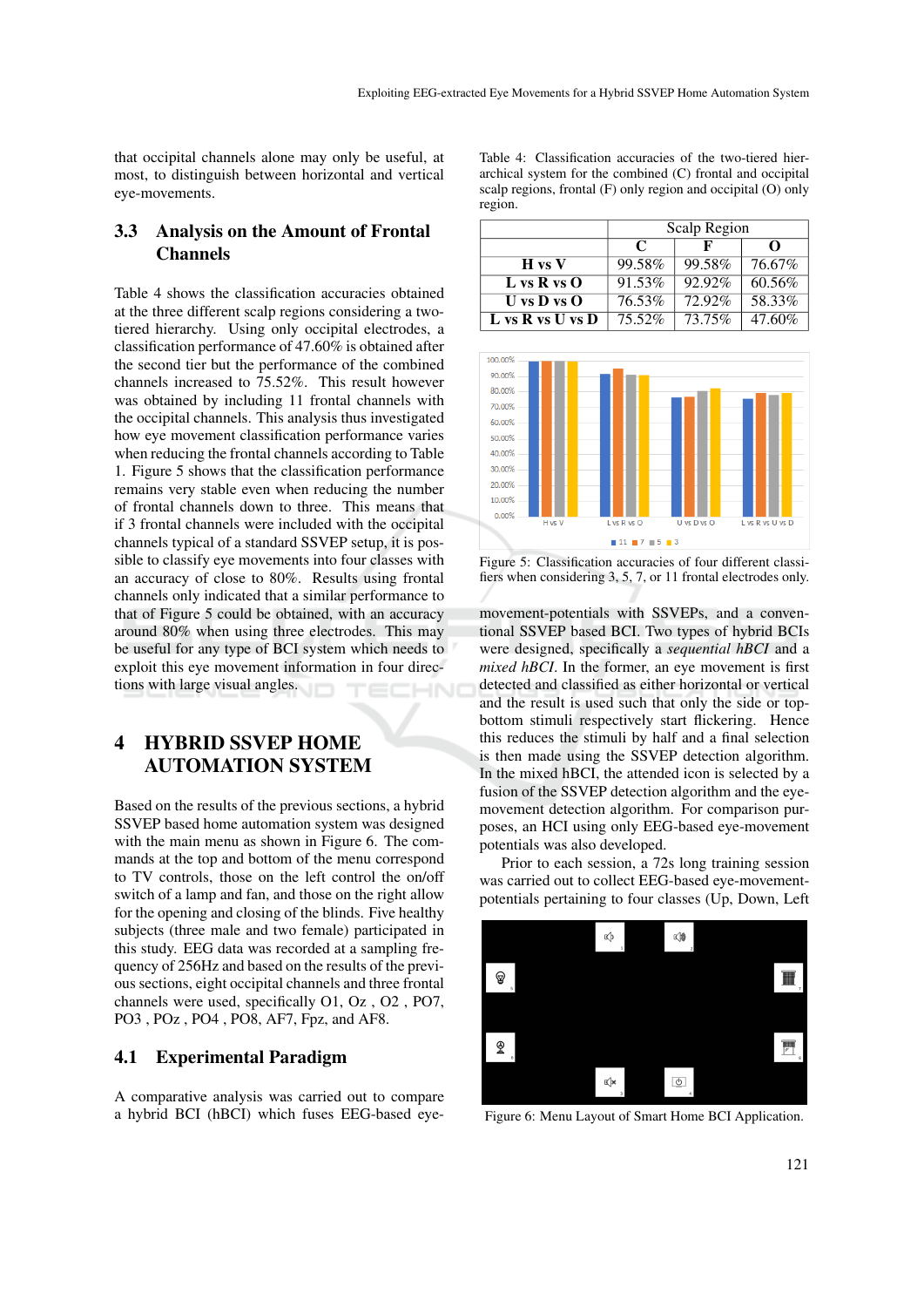that occipital channels alone may only be useful, at most, to distinguish between horizontal and vertical eye-movements.

### 3.3 Analysis on the Amount of Frontal Channels

Table 4 shows the classification accuracies obtained at the three different scalp regions considering a two-tiered hierarchy. Using only occipital electrodes, a classification performance of 47.60% is obtained after the second tier but the performance of the combined channels increased to 75.52%. This result however was obtained by including 11 frontal channels with the occipital channels. This analysis thus investigated how eye movement classification performance varies when reducing the frontal channels according to Table 1. Figure 5 shows that the classification performance remains very stable even when reducing the number of frontal channels down to three. This means that if 3 frontal channels were included with the occipital channels typical of a standard SSVEP setup, it is possible to classify eye movements into four classes with an accuracy of close to 80%. Results using frontal channels only indicated that a similar performance to that of Figure 5 could be obtained, with an accuracy around 80% when using three electrodes. This may be useful for any type of BCI system which needs to exploit this eye movement information in four directions with large visual angles.

Table 4: Classification accuracies of the two-tiered hierarchical system for the combined (C) frontal and occipital scalp regions, frontal (F) only region and occipital (O) only region.

| | Scalp Region | | |
|---|---|---|---|
| | **C** | **F** | **O** |
| **H vs V** | 99.58% | 99.58% | 76.67% |
| **L vs R vs O** | 91.53% | 92.92% | 60.56% |
| **U vs D vs O** | 76.53% | 72.92% | 58.33% |
| **L vs R vs U vs D** | 75.52% | 73.75% | 47.60% |

Figure 5: Classification accuracies of four different classifiers when considering 3, 5, 7, or 11 frontal electrodes only.

## 4 HYBRID SSVEP HOME AUTOMATION SYSTEM

Based on the results of the previous sections, a hybrid SSVEP based home automation system was designed with the main menu as shown in Figure 6. The commands at the top and bottom of the menu correspond to TV controls, those on the left control the on/off switch of a lamp and fan, and those on the right allow for the opening and closing of the blinds. Five healthy subjects (three male and two female) participated in this study. EEG data was recorded at a sampling frequency of 256Hz and based on the results of the previous sections, eight occipital channels and three frontal channels were used, specifically O1, Oz , O2 , PO7, PO3 , POz , PO4 , PO8, AF7, Fpz, and AF8.

### 4.1 Experimental Paradigm

A comparative analysis was carried out to compare a hybrid BCI (hBCI) which fuses EEG-based eye-movement-potentials with SSVEPs, and a conventional SSVEP based BCI. Two types of hybrid BCIs were designed, specifically a *sequential hBCI* and a *mixed hBCI*. In the former, an eye movement is first detected and classified as either horizontal or vertical and the result is used such that only the side or top-bottom stimuli respectively start flickering. Hence this reduces the stimuli by half and a final selection is then made using the SSVEP detection algorithm. In the mixed hBCI, the attended icon is selected by a fusion of the SSVEP detection algorithm and the eye-movement detection algorithm. For comparison purposes, an HCI using only EEG-based eye-movement potentials was also developed.

Prior to each session, a 72s long training session was carried out to collect EEG-based eye-movement-potentials pertaining to four classes (Up, Down, Left

Figure 6: Menu Layout of Smart Home BCI Application.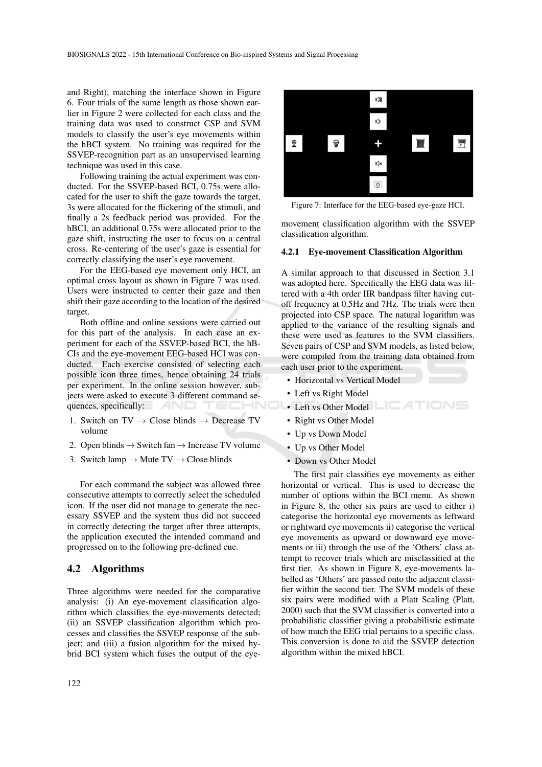and Right), matching the interface shown in Figure 6. Four trials of the same length as those shown earlier in Figure 2 were collected for each class and the training data was used to construct CSP and SVM models to classify the user's eye movements within the hBCI system. No training was required for the SSVEP-recognition part as an unsupervised learning technique was used in this case.

Following training the actual experiment was conducted. For the SSVEP-based BCI, 0.75s were allocated for the user to shift the gaze towards the target, 3s were allocated for the flickering of the stimuli, and finally a 2s feedback period was provided. For the hBCI, an additional 0.75s were allocated prior to the gaze shift, instructing the user to focus on a central cross. Re-centering of the user's gaze is essential for correctly classifying the user's eye movement.

For the EEG-based eye movement only HCI, an optimal cross layout as shown in Figure 7 was used. Users were instructed to center their gaze and then shift their gaze according to the location of the desired target.

Both offline and online sessions were carried out for this part of the analysis. In each case an experiment for each of the SSVEP-based BCI, the hBCIs and the eye-movement EEG-based HCI was conducted. Each exercise consisted of selecting each possible icon three times, hence obtaining 24 trials per experiment. In the online session however, subjects were asked to execute 3 different command sequences, specifically:

1. Switch on TV → Close blinds → Decrease TV volume
2. Open blinds → Switch fan → Increase TV volume
3. Switch lamp → Mute TV → Close blinds

For each command the subject was allowed three consecutive attempts to correctly select the scheduled icon. If the user did not manage to generate the necessary SSVEP and the system thus did not succeed in correctly detecting the target after three attempts, the application executed the intended command and progressed on to the following pre-defined cue.

## 4.2 Algorithms

Three algorithms were needed for the comparative analysis: (i) An eye-movement classification algorithm which classifies the eye-movements detected; (ii) an SSVEP classification algorithm which processes and classifies the SSVEP response of the subject; and (iii) a fusion algorithm for the mixed hybrid BCI system which fuses the output of the eye-movement classification algorithm with the SSVEP classification algorithm.

Figure 7: Interface for the EEG-based eye-gaze HCI.

### 4.2.1 Eye-movement Classification Algorithm

A similar approach to that discussed in Section 3.1 was adopted here. Specifically the EEG data was filtered with a 4th order IIR bandpass filter having cut-off frequency at 0.5Hz and 7Hz. The trials were then projected into CSP space. The natural logarithm was applied to the variance of the resulting signals and these were used as features to the SVM classifiers. Seven pairs of CSP and SVM models, as listed below, were compiled from the training data obtained from each user prior to the experiment.

- Horizontal vs Vertical Model
- Left vs Right Model
- Left vs Other Model
- Right vs Other Model
- Up vs Down Model
- Up vs Other Model
- Down vs Other Model

The first pair classifies eye movements as either horizontal or vertical. This is used to decrease the number of options within the BCI menu. As shown in Figure 8, the other six pairs are used to either i) categorise the horizontal eye movements as leftward or rightward eye movements ii) categorise the vertical eye movements as upward or downward eye movements or iii) through the use of the 'Others' class attempt to recover trials which are misclassified at the first tier. As shown in Figure 8, eye-movements labelled as 'Others' are passed onto the adjacent classifier within the second tier. The SVM models of these six pairs were modified with a Platt Scaling (Platt, 2000) such that the SVM classifier is converted into a probabilistic classifier giving a probabilistic estimate of how much the EEG trial pertains to a specific class. This conversion is done to aid the SSVEP detection algorithm within the mixed hBCI.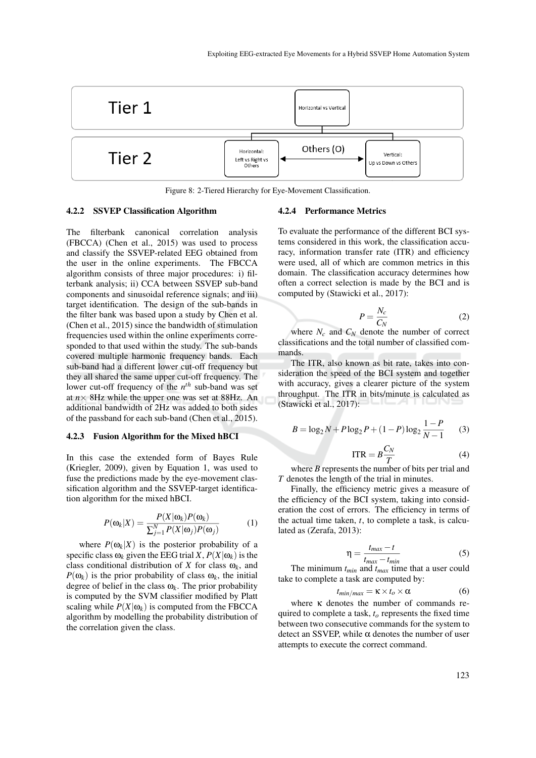Figure 8: 2-Tiered Hierarchy for Eye-Movement Classification.

#### 4.2.2 SSVEP Classification Algorithm

The filterbank canonical correlation analysis (FBCCA) (Chen et al., 2015) was used to process and classify the SSVEP-related EEG obtained from the user in the online experiments. The FBCCA algorithm consists of three major procedures: i) filterbank analysis; ii) CCA between SSVEP sub-band components and sinusoidal reference signals; and iii) target identification. The design of the sub-bands in the filter bank was based upon a study by Chen et al. (Chen et al., 2015) since the bandwidth of stimulation frequencies used within the online experiments corresponded to that used within the study. The sub-bands covered multiple harmonic frequency bands. Each sub-band had a different lower cut-off frequency but they all shared the same upper cut-off frequency. The lower cut-off frequency of the $n^{th}$ sub-band was set at $n\times$ 8Hz while the upper one was set at 88Hz. An additional bandwidth of 2Hz was added to both sides of the passband for each sub-band (Chen et al., 2015).

#### 4.2.3 Fusion Algorithm for the Mixed hBCI

In this case the extended form of Bayes Rule (Kriegler, 2009), given by Equation 1, was used to fuse the predictions made by the eye-movement classification algorithm and the SSVEP-target identification algorithm for the mixed hBCI.

$$P(\omega_k|X) = \frac{P(X|\omega_k)P(\omega_k)}{\sum_{j=1}^{N} P(X|\omega_j)P(\omega_j)} \tag{1}$$

where $P(\omega_k|X)$ is the posterior probability of a specific class $\omega_k$ given the EEG trial $X$, $P(X|\omega_k)$ is the class conditional distribution of $X$ for class $\omega_k$, and $P(\omega_k)$ is the prior probability of class $\omega_k$, the initial degree of belief in the class $\omega_k$. The prior probability is computed by the SVM classifier modified by Platt scaling while $P(X|\omega_k)$ is computed from the FBCCA algorithm by modelling the probability distribution of the correlation given the class.

#### 4.2.4 Performance Metrics

To evaluate the performance of the different BCI systems considered in this work, the classification accuracy, information transfer rate (ITR) and efficiency were used, all of which are common metrics in this domain. The classification accuracy determines how often a correct selection is made by the BCI and is computed by (Stawicki et al., 2017):

$$P = \frac{N_c}{C_N} \tag{2}$$

where $N_c$ and $C_N$ denote the number of correct classifications and the total number of classified commands.

The ITR, also known as bit rate, takes into consideration the speed of the BCI system and together with accuracy, gives a clearer picture of the system throughput. The ITR in bits/minute is calculated as (Stawicki et al., 2017):

$$B = \log_2 N + P\log_2 P + (1-P)\log_2 \frac{1-P}{N-1} \tag{3}$$

$$\text{ITR} = B\frac{C_N}{T} \tag{4}$$

where $B$ represents the number of bits per trial and $T$ denotes the length of the trial in minutes.

Finally, the efficiency metric gives a measure of the efficiency of the BCI system, taking into consideration the cost of errors. The efficiency in terms of the actual time taken, $t$, to complete a task, is calculated as (Zerafa, 2013):

$$\eta = \frac{t_{max} - t}{t_{max} - t_{min}} \tag{5}$$

The minimum $t_{min}$ and $t_{max}$ time that a user could take to complete a task are computed by:

$$t_{min/max} = \kappa \times t_o \times \alpha \tag{6}$$

where $\kappa$ denotes the number of commands required to complete a task, $t_o$ represents the fixed time between two consecutive commands for the system to detect an SSVEP, while $\alpha$ denotes the number of user attempts to execute the correct command.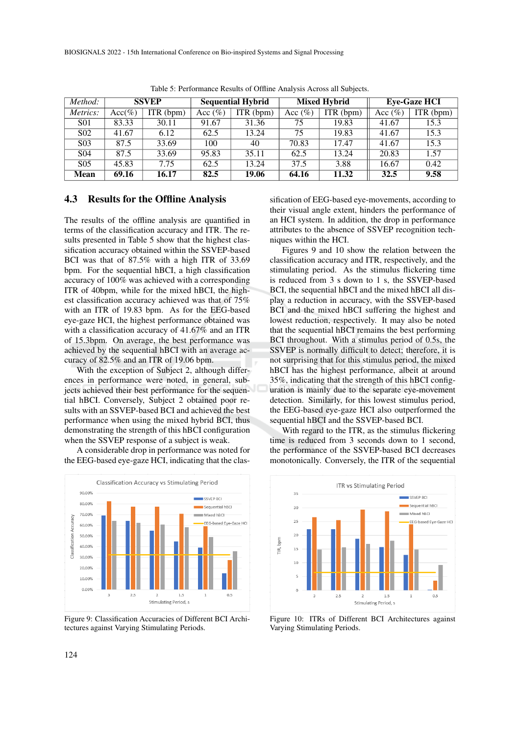Table 5: Performance Results of Offline Analysis Across all Subjects.

| *Method:* | SSVEP | | Sequential Hybrid | | Mixed Hybrid | | Eye-Gaze HCI | |
|---|---|---|---|---|---|---|---|---|
| *Metrics:* | Acc(%) | ITR (bpm) | Acc (%) | ITR (bpm) | Acc (%) | ITR (bpm) | Acc (%) | ITR (bpm) |
| S01 | 83.33 | 30.11 | 91.67 | 31.36 | 75 | 19.83 | 41.67 | 15.3 |
| S02 | 41.67 | 6.12 | 62.5 | 13.24 | 75 | 19.83 | 41.67 | 15.3 |
| S03 | 87.5 | 33.69 | 100 | 40 | 70.83 | 17.47 | 41.67 | 15.3 |
| S04 | 87.5 | 33.69 | 95.83 | 35.11 | 62.5 | 13.24 | 20.83 | 1.57 |
| S05 | 45.83 | 7.75 | 62.5 | 13.24 | 37.5 | 3.88 | 16.67 | 0.42 |
| **Mean** | **69.16** | **16.17** | **82.5** | **19.06** | **64.16** | **11.32** | **32.5** | **9.58** |

### 4.3 Results for the Offline Analysis

The results of the offline analysis are quantified in terms of the classification accuracy and ITR. The results presented in Table 5 show that the highest classification accuracy obtained within the SSVEP-based BCI was that of 87.5% with a high ITR of 33.69 bpm. For the sequential hBCI, a high classification accuracy of 100% was achieved with a corresponding ITR of 40bpm, while for the mixed hBCI, the highest classification accuracy achieved was that of 75% with an ITR of 19.83 bpm. As for the EEG-based eye-gaze HCI, the highest performance obtained was with a classification accuracy of 41.67% and an ITR of 15.3bpm. On average, the best performance was achieved by the sequential hBCI with an average accuracy of 82.5% and an ITR of 19.06 bpm.

With the exception of Subject 2, although differences in performance were noted, in general, subjects achieved their best performance for the sequential hBCI. Conversely, Subject 2 obtained poor results with an SSVEP-based BCI and achieved the best performance when using the mixed hybrid BCI, thus demonstrating the strength of this hBCI configuration when the SSVEP response of a subject is weak.

A considerable drop in performance was noted for the EEG-based eye-gaze HCI, indicating that the classification of EEG-based eye-movements, according to their visual angle extent, hinders the performance of an HCI system. In addition, the drop in performance attributes to the absence of SSVEP recognition techniques within the HCI.

Figures 9 and 10 show the relation between the classification accuracy and ITR, respectively, and the stimulating period. As the stimulus flickering time is reduced from 3 s down to 1 s, the SSVEP-based BCI, the sequential hBCI and the mixed hBCI all display a reduction in accuracy, with the SSVEP-based BCI and the mixed hBCI suffering the highest and lowest reduction, respectively. It may also be noted that the sequential hBCI remains the best performing BCI throughout. With a stimulus period of 0.5s, the SSVEP is normally difficult to detect; therefore, it is not surprising that for this stimulus period, the mixed hBCI has the highest performance, albeit at around 35%, indicating that the strength of this hBCI configuration is mainly due to the separate eye-movement detection. Similarly, for this lowest stimulus period, the EEG-based eye-gaze HCI also outperformed the sequential hBCI and the SSVEP-based BCI.

With regard to the ITR, as the stimulus flickering time is reduced from 3 seconds down to 1 second, the performance of the SSVEP-based BCI decreases monotonically. Conversely, the ITR of the sequential

Figure 9: Classification Accuracies of Different BCI Architectures against Varying Stimulating Periods.

Figure 10: ITRs of Different BCI Architectures against Varying Stimulating Periods.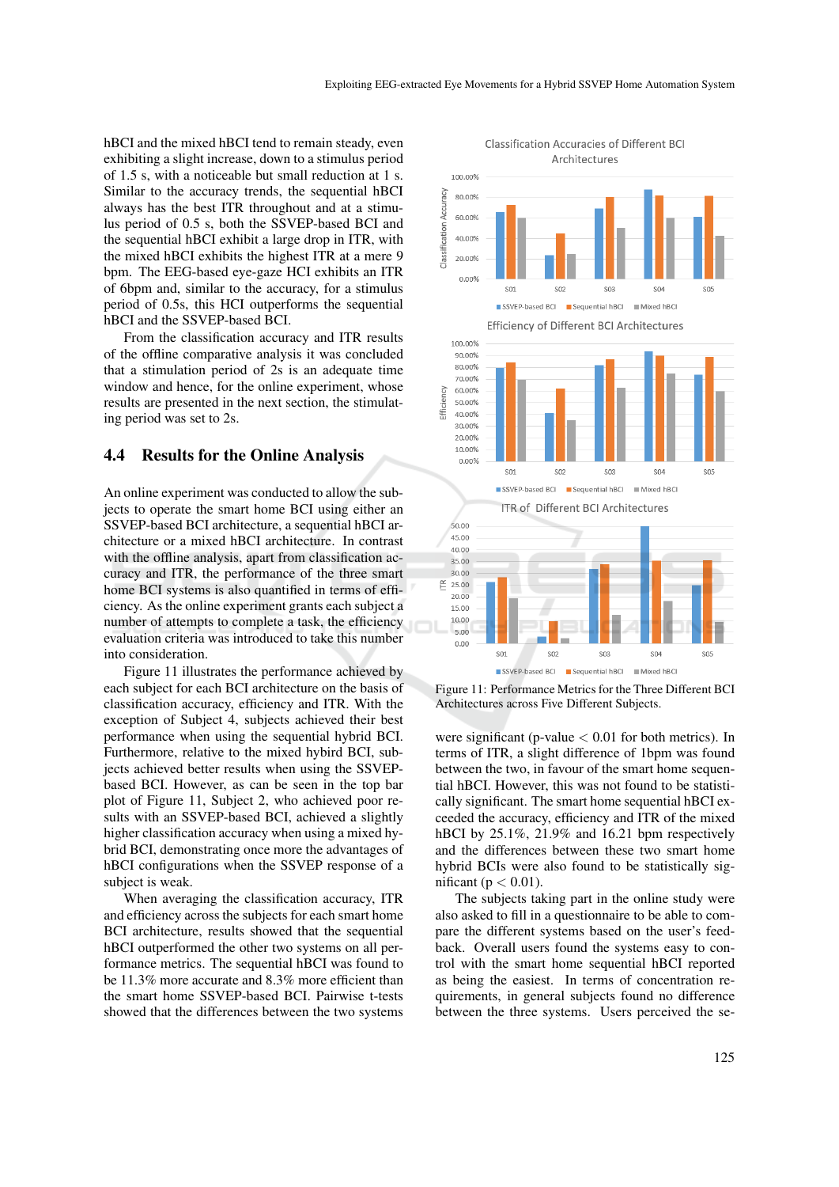hBCI and the mixed hBCI tend to remain steady, even exhibiting a slight increase, down to a stimulus period of 1.5 s, with a noticeable but small reduction at 1 s. Similar to the accuracy trends, the sequential hBCI always has the best ITR throughout and at a stimulus period of 0.5 s, both the SSVEP-based BCI and the sequential hBCI exhibit a large drop in ITR, with the mixed hBCI exhibits the highest ITR at a mere 9 bpm. The EEG-based eye-gaze HCI exhibits an ITR of 6bpm and, similar to the accuracy, for a stimulus period of 0.5s, this HCI outperforms the sequential hBCI and the SSVEP-based BCI.

From the classification accuracy and ITR results of the offline comparative analysis it was concluded that a stimulation period of 2s is an adequate time window and hence, for the online experiment, whose results are presented in the next section, the stimulating period was set to 2s.

## 4.4 Results for the Online Analysis

An online experiment was conducted to allow the subjects to operate the smart home BCI using either an SSVEP-based BCI architecture, a sequential hBCI architecture or a mixed hBCI architecture. In contrast with the offline analysis, apart from classification accuracy and ITR, the performance of the three smart home BCI systems is also quantified in terms of efficiency. As the online experiment grants each subject a number of attempts to complete a task, the efficiency evaluation criteria was introduced to take this number into consideration.

Figure 11 illustrates the performance achieved by each subject for each BCI architecture on the basis of classification accuracy, efficiency and ITR. With the exception of Subject 4, subjects achieved their best performance when using the sequential hybrid BCI. Furthermore, relative to the mixed hybird BCI, subjects achieved better results when using the SSVEP-based BCI. However, as can be seen in the top bar plot of Figure 11, Subject 2, who achieved poor results with an SSVEP-based BCI, achieved a slightly higher classification accuracy when using a mixed hybrid BCI, demonstrating once more the advantages of hBCI configurations when the SSVEP response of a subject is weak.

When averaging the classification accuracy, ITR and efficiency across the subjects for each smart home BCI architecture, results showed that the sequential hBCI outperformed the other two systems on all performance metrics. The sequential hBCI was found to be 11.3% more accurate and 8.3% more efficient than the smart home SSVEP-based BCI. Pairwise t-tests showed that the differences between the two systems were significant (p-value $< 0.01$ for both metrics). In terms of ITR, a slight difference of 1bpm was found between the two, in favour of the smart home sequential hBCI. However, this was not found to be statistically significant. The smart home sequential hBCI exceeded the accuracy, efficiency and ITR of the mixed hBCI by 25.1%, 21.9% and 16.21 bpm respectively and the differences between these two smart home hybrid BCIs were also found to be statistically significant ($p < 0.01$).

Figure 11: Performance Metrics for the Three Different BCI Architectures across Five Different Subjects.

The subjects taking part in the online study were also asked to fill in a questionnaire to be able to compare the different systems based on the user's feedback. Overall users found the systems easy to control with the smart home sequential hBCI reported as being the easiest. In terms of concentration requirements, in general subjects found no difference between the three systems. Users perceived the se-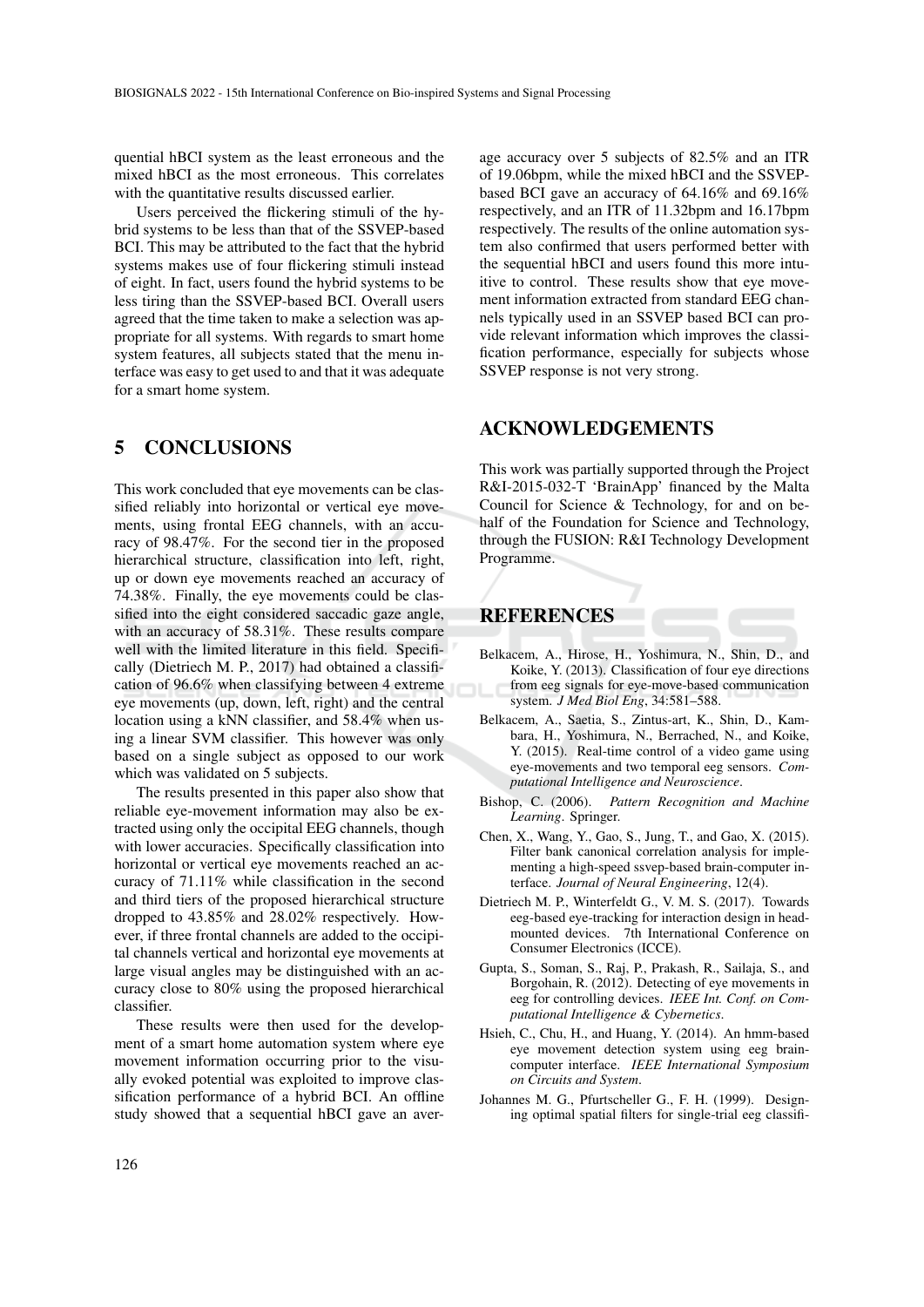quential hBCI system as the least erroneous and the mixed hBCI as the most erroneous. This correlates with the quantitative results discussed earlier.

Users perceived the flickering stimuli of the hybrid systems to be less than that of the SSVEP-based BCI. This may be attributed to the fact that the hybrid systems makes use of four flickering stimuli instead of eight. In fact, users found the hybrid systems to be less tiring than the SSVEP-based BCI. Overall users agreed that the time taken to make a selection was appropriate for all systems. With regards to smart home system features, all subjects stated that the menu interface was easy to get used to and that it was adequate for a smart home system.

# 5 CONCLUSIONS

This work concluded that eye movements can be classified reliably into horizontal or vertical eye movements, using frontal EEG channels, with an accuracy of 98.47%. For the second tier in the proposed hierarchical structure, classification into left, right, up or down eye movements reached an accuracy of 74.38%. Finally, the eye movements could be classified into the eight considered saccadic gaze angle, with an accuracy of 58.31%. These results compare well with the limited literature in this field. Specifically (Dietriech M. P., 2017) had obtained a classification of 96.6% when classifying between 4 extreme eye movements (up, down, left, right) and the central location using a kNN classifier, and 58.4% when using a linear SVM classifier. This however was only based on a single subject as opposed to our work which was validated on 5 subjects.

The results presented in this paper also show that reliable eye-movement information may also be extracted using only the occipital EEG channels, though with lower accuracies. Specifically classification into horizontal or vertical eye movements reached an accuracy of 71.11% while classification in the second and third tiers of the proposed hierarchical structure dropped to 43.85% and 28.02% respectively. However, if three frontal channels are added to the occipital channels vertical and horizontal eye movements at large visual angles may be distinguished with an accuracy close to 80% using the proposed hierarchical classifier.

These results were then used for the development of a smart home automation system where eye movement information occurring prior to the visually evoked potential was exploited to improve classification performance of a hybrid BCI. An offline study showed that a sequential hBCI gave an average accuracy over 5 subjects of 82.5% and an ITR of 19.06bpm, while the mixed hBCI and the SSVEP-based BCI gave an accuracy of 64.16% and 69.16% respectively, and an ITR of 11.32bpm and 16.17bpm respectively. The results of the online automation system also confirmed that users performed better with the sequential hBCI and users found this more intuitive to control. These results show that eye movement information extracted from standard EEG channels typically used in an SSVEP based BCI can provide relevant information which improves the classification performance, especially for subjects whose SSVEP response is not very strong.

# ACKNOWLEDGEMENTS

This work was partially supported through the Project R&I-2015-032-T 'BrainApp' financed by the Malta Council for Science & Technology, for and on behalf of the Foundation for Science and Technology, through the FUSION: R&I Technology Development Programme.

# REFERENCES

Belkacem, A., Hirose, H., Yoshimura, N., Shin, D., and Koike, Y. (2013). Classification of four eye directions from eeg signals for eye-move-based communication system. *J Med Biol Eng*, 34:581–588.

Belkacem, A., Saetia, S., Zintus-art, K., Shin, D., Kambara, H., Yoshimura, N., Berrached, N., and Koike, Y. (2015). Real-time control of a video game using eye-movements and two temporal eeg sensors. *Computational Intelligence and Neuroscience*.

Bishop, C. (2006). *Pattern Recognition and Machine Learning*. Springer.

Chen, X., Wang, Y., Gao, S., Jung, T., and Gao, X. (2015). Filter bank canonical correlation analysis for implementing a high-speed ssvep-based brain-computer interface. *Journal of Neural Engineering*, 12(4).

Dietriech M. P., Winterfeldt G., V. M. S. (2017). Towards eeg-based eye-tracking for interaction design in head-mounted devices. 7th International Conference on Consumer Electronics (ICCE).

Gupta, S., Soman, S., Raj, P., Prakash, R., Sailaja, S., and Borgohain, R. (2012). Detecting of eye movements in eeg for controlling devices. *IEEE Int. Conf. on Computational Intelligence & Cybernetics*.

Hsieh, C., Chu, H., and Huang, Y. (2014). An hmm-based eye movement detection system using eeg brain-computer interface. *IEEE International Symposium on Circuits and System*.

Johannes M. G., Pfurtscheller G., F. H. (1999). Designing optimal spatial filters for single-trial eeg classifi-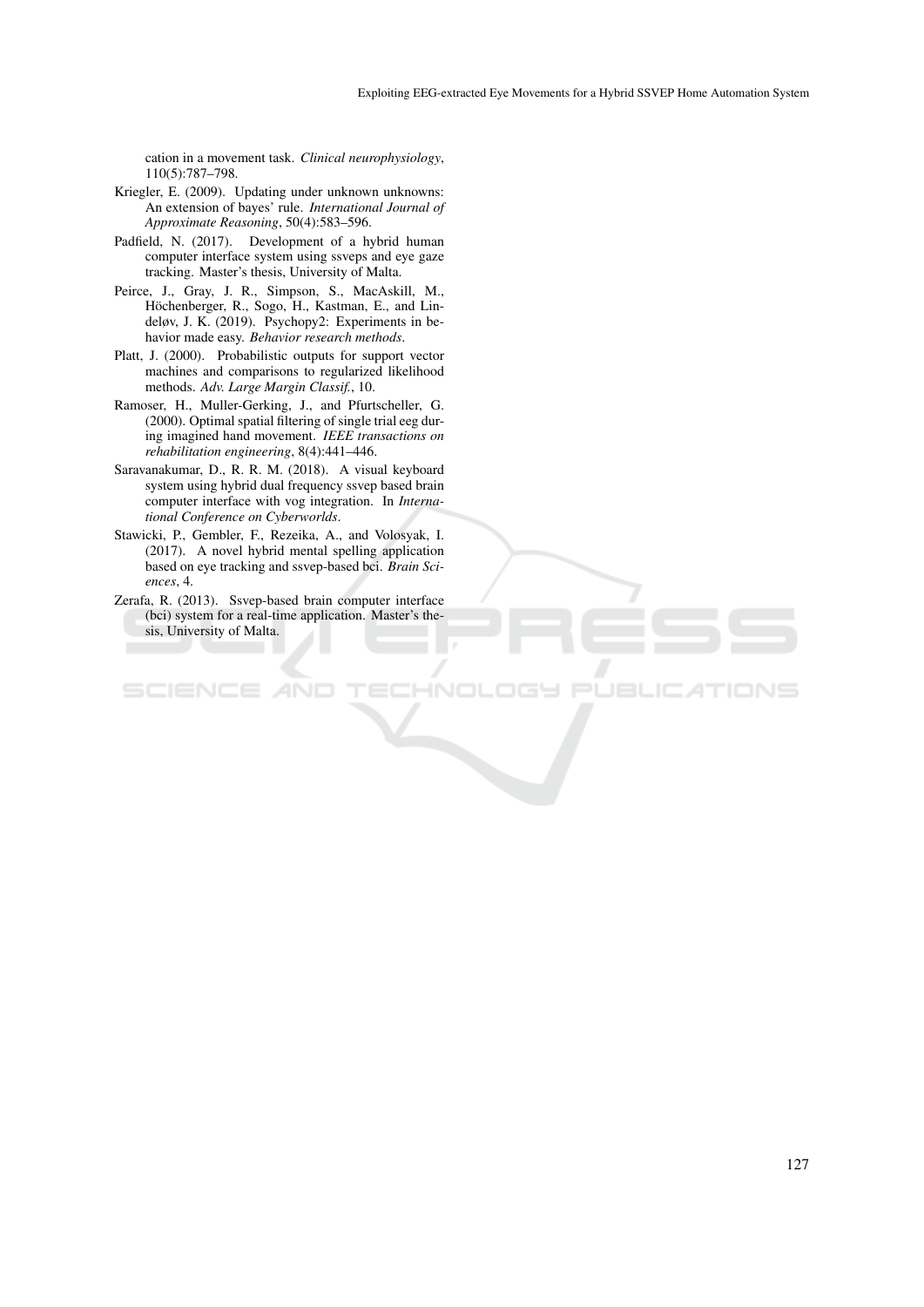cation in a movement task. *Clinical neurophysiology*, 110(5):787–798.

Kriegler, E. (2009). Updating under unknown unknowns: An extension of bayes' rule. *International Journal of Approximate Reasoning*, 50(4):583–596.

Padfield, N. (2017). Development of a hybrid human computer interface system using ssveps and eye gaze tracking. Master's thesis, University of Malta.

Peirce, J., Gray, J. R., Simpson, S., MacAskill, M., Höchenberger, R., Sogo, H., Kastman, E., and Lindeløv, J. K. (2019). Psychopy2: Experiments in behavior made easy. *Behavior research methods*.

Platt, J. (2000). Probabilistic outputs for support vector machines and comparisons to regularized likelihood methods. *Adv. Large Margin Classif.*, 10.

Ramoser, H., Muller-Gerking, J., and Pfurtscheller, G. (2000). Optimal spatial filtering of single trial eeg during imagined hand movement. *IEEE transactions on rehabilitation engineering*, 8(4):441–446.

Saravanakumar, D., R. R. M. (2018). A visual keyboard system using hybrid dual frequency ssvep based brain computer interface with vog integration. In *International Conference on Cyberworlds*.

Stawicki, P., Gembler, F., Rezeika, A., and Volosyak, I. (2017). A novel hybrid mental spelling application based on eye tracking and ssvep-based bci. *Brain Sciences*, 4.

Zerafa, R. (2013). Ssvep-based brain computer interface (bci) system for a real-time application. Master's thesis, University of Malta.